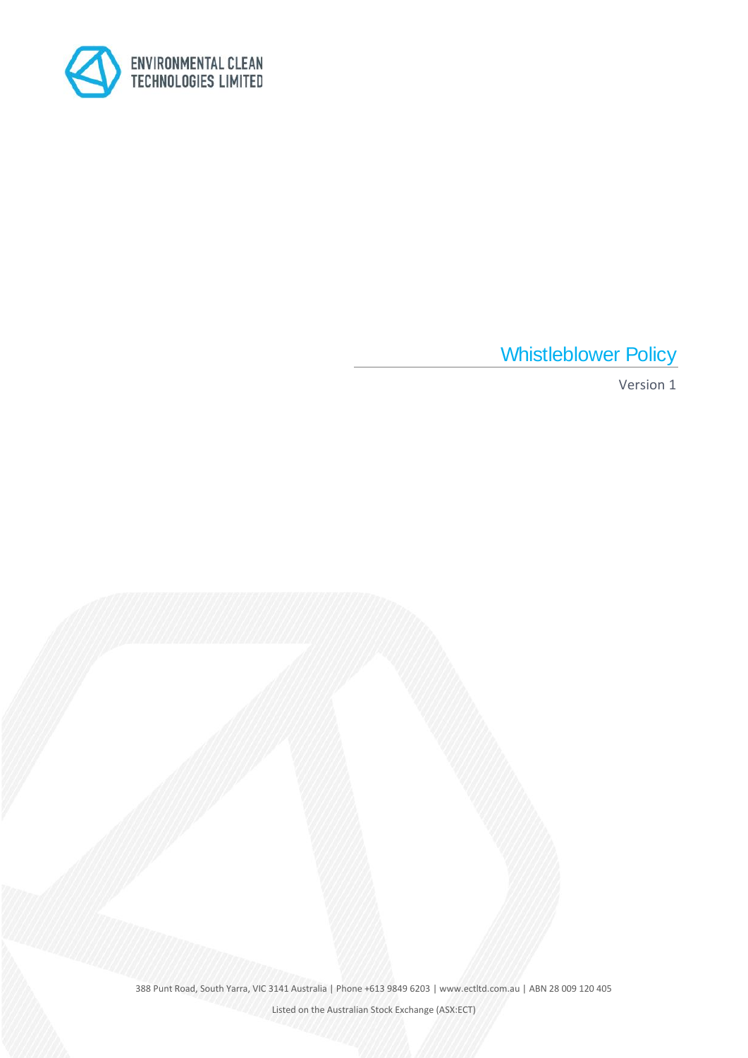ENVIRONMENTAL CLEAN TECHNOLOGIES LIMITED

# Whistleblower Policy

Version 1

388 Punt Road, South Yarra, VIC 3141 Australia | Phone +613 9849 6203 | www.ectltd.com.au | ABN 28 009 120 405

Listed on the Australian Stock Exchange (ASX:ECT)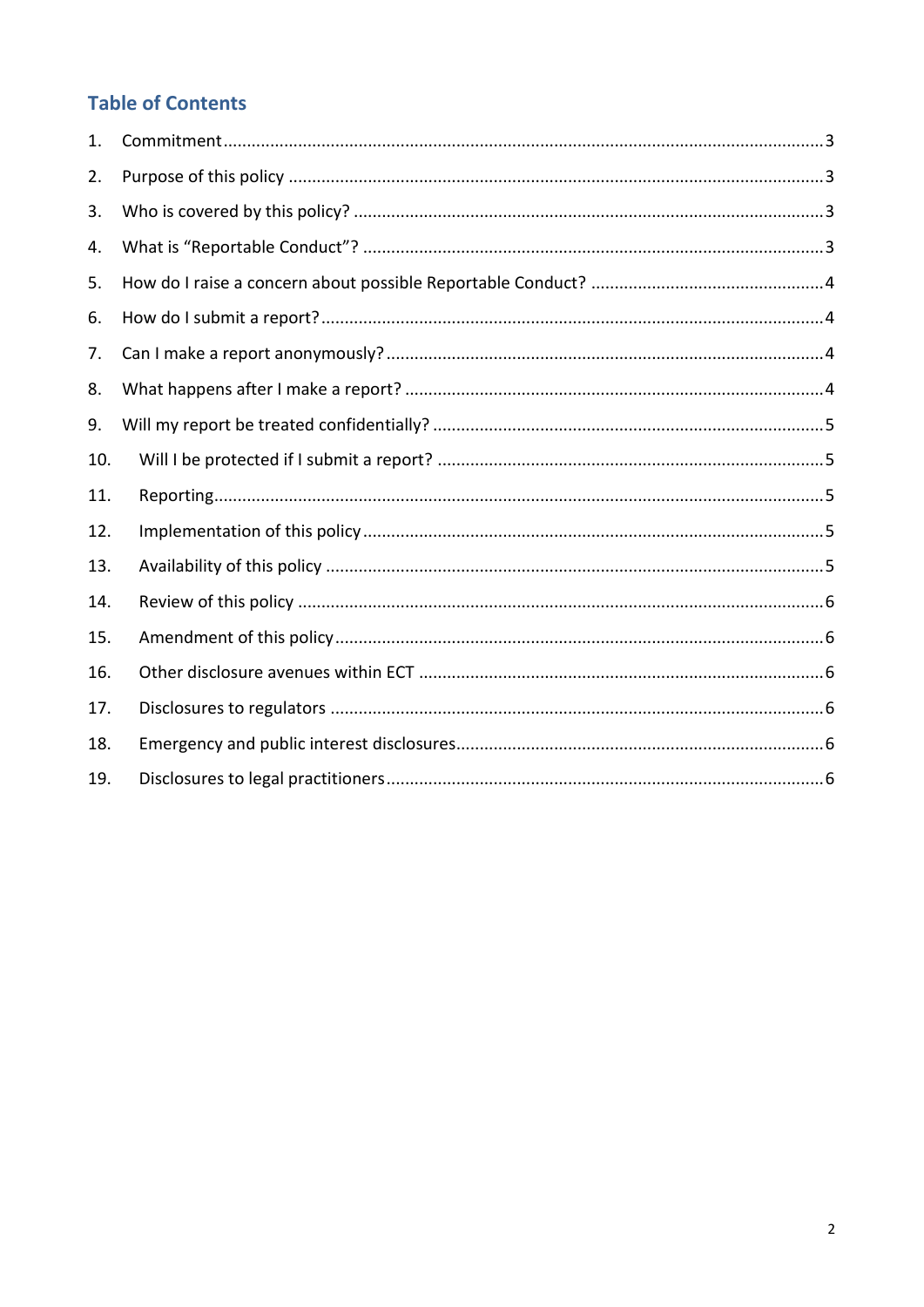## Table of Contents

1. Commitment ....................................................................................................... 3
2. Purpose of this policy ......................................................................................... 3
3. Who is covered by this policy? ........................................................................... 3
4. What is "Reportable Conduct"? ........................................................................... 3
5. How do I raise a concern about possible Reportable Conduct? ............................. 4
6. How do I submit a report? .................................................................................. 4
7. Can I make a report anonymously? ..................................................................... 4
8. What happens after I make a report? .................................................................. 4
9. Will my report be treated confidentially? ............................................................ 5
10. Will I be protected if I submit a report? ............................................................ 5
11. Reporting ......................................................................................................... 5
12. Implementation of this policy ........................................................................... 5
13. Availability of this policy .................................................................................. 5
14. Review of this policy ........................................................................................ 6
15. Amendment of this policy ................................................................................. 6
16. Other disclosure avenues within ECT ................................................................. 6
17. Disclosures to regulators .................................................................................. 6
18. Emergency and public interest disclosures ......................................................... 6
19. Disclosures to legal practitioners ....................................................................... 6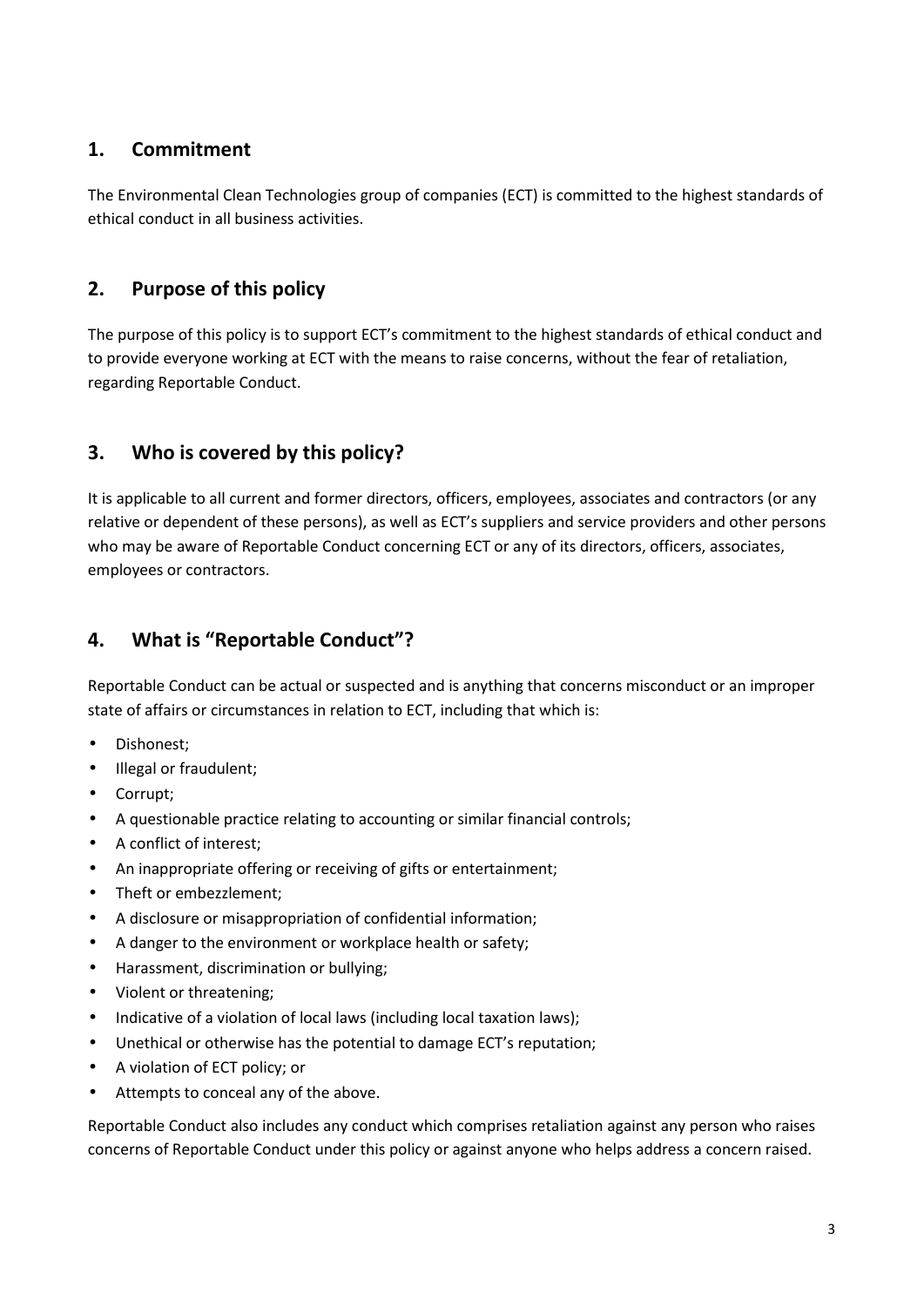## 1. Commitment

The Environmental Clean Technologies group of companies (ECT) is committed to the highest standards of ethical conduct in all business activities.

## 2. Purpose of this policy

The purpose of this policy is to support ECT's commitment to the highest standards of ethical conduct and to provide everyone working at ECT with the means to raise concerns, without the fear of retaliation, regarding Reportable Conduct.

## 3. Who is covered by this policy?

It is applicable to all current and former directors, officers, employees, associates and contractors (or any relative or dependent of these persons), as well as ECT's suppliers and service providers and other persons who may be aware of Reportable Conduct concerning ECT or any of its directors, officers, associates, employees or contractors.

## 4. What is "Reportable Conduct"?

Reportable Conduct can be actual or suspected and is anything that concerns misconduct or an improper state of affairs or circumstances in relation to ECT, including that which is:

- Dishonest;
- Illegal or fraudulent;
- Corrupt;
- A questionable practice relating to accounting or similar financial controls;
- A conflict of interest;
- An inappropriate offering or receiving of gifts or entertainment;
- Theft or embezzlement;
- A disclosure or misappropriation of confidential information;
- A danger to the environment or workplace health or safety;
- Harassment, discrimination or bullying;
- Violent or threatening;
- Indicative of a violation of local laws (including local taxation laws);
- Unethical or otherwise has the potential to damage ECT's reputation;
- A violation of ECT policy; or
- Attempts to conceal any of the above.

Reportable Conduct also includes any conduct which comprises retaliation against any person who raises concerns of Reportable Conduct under this policy or against anyone who helps address a concern raised.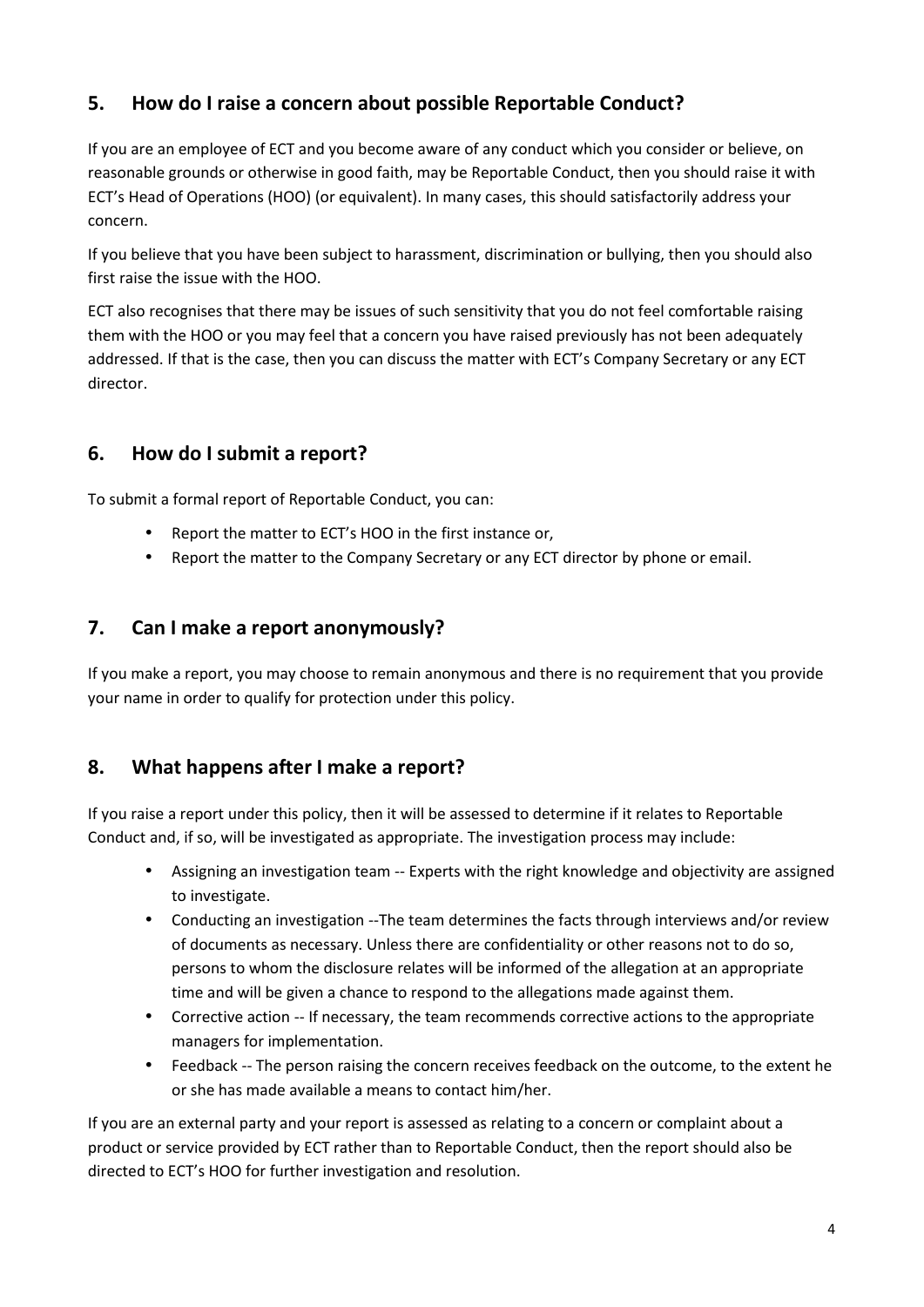## 5. How do I raise a concern about possible Reportable Conduct?

If you are an employee of ECT and you become aware of any conduct which you consider or believe, on reasonable grounds or otherwise in good faith, may be Reportable Conduct, then you should raise it with ECT's Head of Operations (HOO) (or equivalent). In many cases, this should satisfactorily address your concern.

If you believe that you have been subject to harassment, discrimination or bullying, then you should also first raise the issue with the HOO.

ECT also recognises that there may be issues of such sensitivity that you do not feel comfortable raising them with the HOO or you may feel that a concern you have raised previously has not been adequately addressed. If that is the case, then you can discuss the matter with ECT's Company Secretary or any ECT director.

## 6. How do I submit a report?

To submit a formal report of Reportable Conduct, you can:

- Report the matter to ECT's HOO in the first instance or,
- Report the matter to the Company Secretary or any ECT director by phone or email.

## 7. Can I make a report anonymously?

If you make a report, you may choose to remain anonymous and there is no requirement that you provide your name in order to qualify for protection under this policy.

## 8. What happens after I make a report?

If you raise a report under this policy, then it will be assessed to determine if it relates to Reportable Conduct and, if so, will be investigated as appropriate. The investigation process may include:

- Assigning an investigation team -- Experts with the right knowledge and objectivity are assigned to investigate.
- Conducting an investigation --The team determines the facts through interviews and/or review of documents as necessary. Unless there are confidentiality or other reasons not to do so, persons to whom the disclosure relates will be informed of the allegation at an appropriate time and will be given a chance to respond to the allegations made against them.
- Corrective action -- If necessary, the team recommends corrective actions to the appropriate managers for implementation.
- Feedback -- The person raising the concern receives feedback on the outcome, to the extent he or she has made available a means to contact him/her.

If you are an external party and your report is assessed as relating to a concern or complaint about a product or service provided by ECT rather than to Reportable Conduct, then the report should also be directed to ECT's HOO for further investigation and resolution.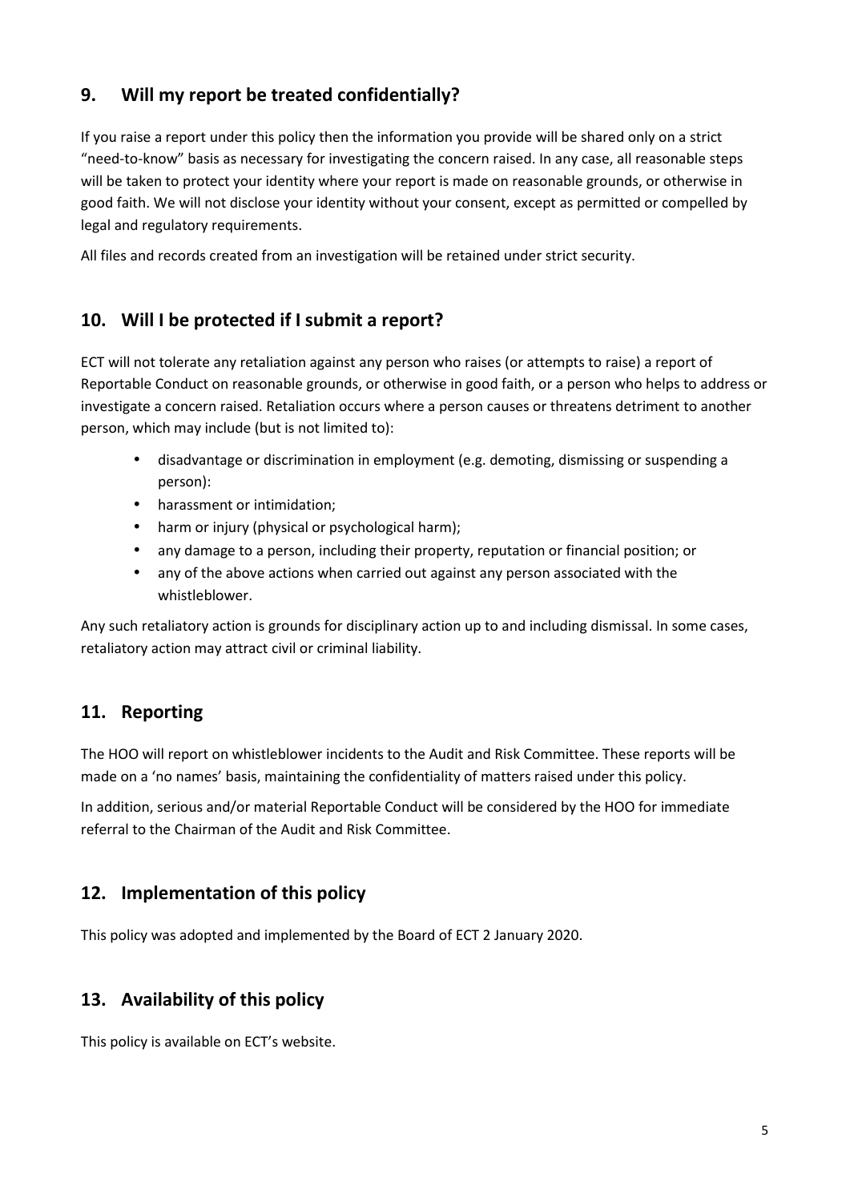## 9. Will my report be treated confidentially?

If you raise a report under this policy then the information you provide will be shared only on a strict "need-to-know" basis as necessary for investigating the concern raised. In any case, all reasonable steps will be taken to protect your identity where your report is made on reasonable grounds, or otherwise in good faith. We will not disclose your identity without your consent, except as permitted or compelled by legal and regulatory requirements.

All files and records created from an investigation will be retained under strict security.

## 10. Will I be protected if I submit a report?

ECT will not tolerate any retaliation against any person who raises (or attempts to raise) a report of Reportable Conduct on reasonable grounds, or otherwise in good faith, or a person who helps to address or investigate a concern raised. Retaliation occurs where a person causes or threatens detriment to another person, which may include (but is not limited to):

- disadvantage or discrimination in employment (e.g. demoting, dismissing or suspending a person):
- harassment or intimidation;
- harm or injury (physical or psychological harm);
- any damage to a person, including their property, reputation or financial position; or
- any of the above actions when carried out against any person associated with the whistleblower.

Any such retaliatory action is grounds for disciplinary action up to and including dismissal. In some cases, retaliatory action may attract civil or criminal liability.

## 11. Reporting

The HOO will report on whistleblower incidents to the Audit and Risk Committee. These reports will be made on a 'no names' basis, maintaining the confidentiality of matters raised under this policy.

In addition, serious and/or material Reportable Conduct will be considered by the HOO for immediate referral to the Chairman of the Audit and Risk Committee.

## 12. Implementation of this policy

This policy was adopted and implemented by the Board of ECT 2 January 2020.

## 13. Availability of this policy

This policy is available on ECT's website.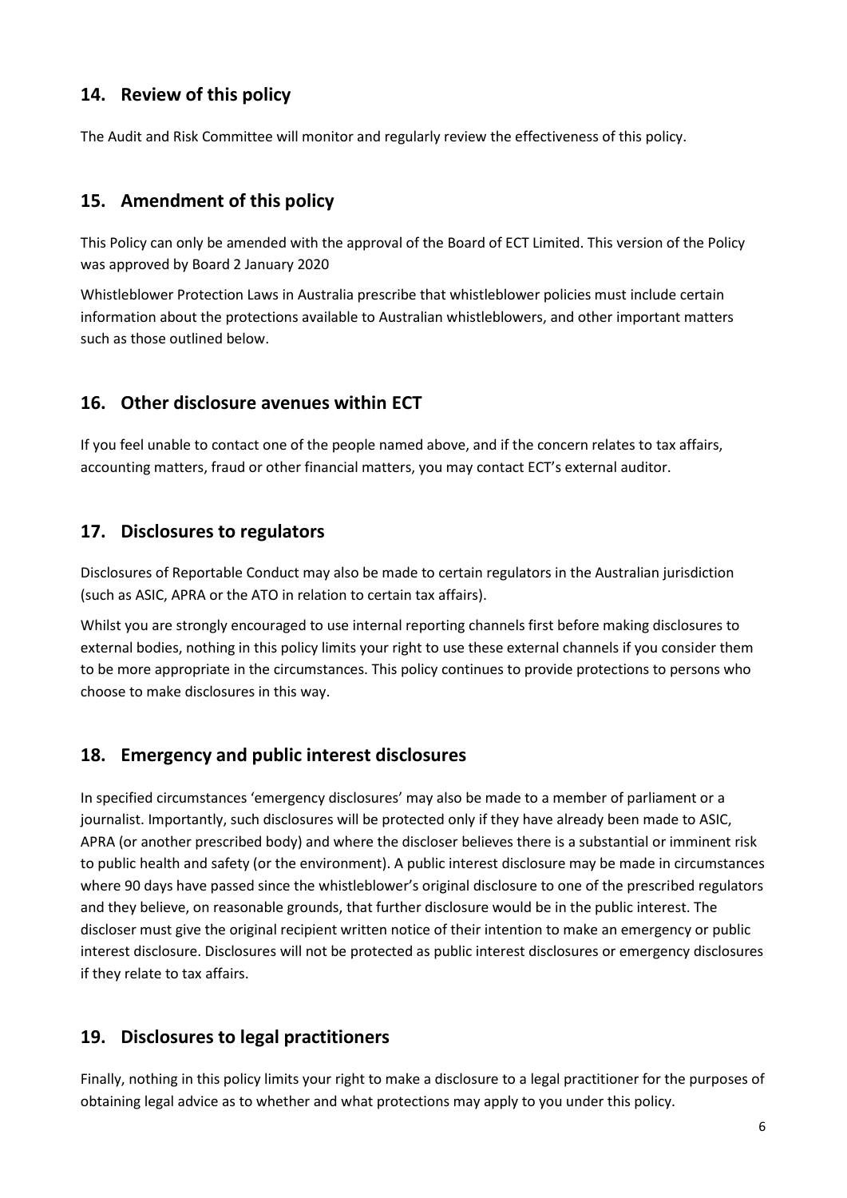## 14. Review of this policy

The Audit and Risk Committee will monitor and regularly review the effectiveness of this policy.

## 15. Amendment of this policy

This Policy can only be amended with the approval of the Board of ECT Limited. This version of the Policy was approved by Board 2 January 2020

Whistleblower Protection Laws in Australia prescribe that whistleblower policies must include certain information about the protections available to Australian whistleblowers, and other important matters such as those outlined below.

## 16. Other disclosure avenues within ECT

If you feel unable to contact one of the people named above, and if the concern relates to tax affairs, accounting matters, fraud or other financial matters, you may contact ECT's external auditor.

## 17. Disclosures to regulators

Disclosures of Reportable Conduct may also be made to certain regulators in the Australian jurisdiction (such as ASIC, APRA or the ATO in relation to certain tax affairs).

Whilst you are strongly encouraged to use internal reporting channels first before making disclosures to external bodies, nothing in this policy limits your right to use these external channels if you consider them to be more appropriate in the circumstances. This policy continues to provide protections to persons who choose to make disclosures in this way.

## 18. Emergency and public interest disclosures

In specified circumstances 'emergency disclosures' may also be made to a member of parliament or a journalist. Importantly, such disclosures will be protected only if they have already been made to ASIC, APRA (or another prescribed body) and where the discloser believes there is a substantial or imminent risk to public health and safety (or the environment). A public interest disclosure may be made in circumstances where 90 days have passed since the whistleblower's original disclosure to one of the prescribed regulators and they believe, on reasonable grounds, that further disclosure would be in the public interest. The discloser must give the original recipient written notice of their intention to make an emergency or public interest disclosure. Disclosures will not be protected as public interest disclosures or emergency disclosures if they relate to tax affairs.

## 19. Disclosures to legal practitioners

Finally, nothing in this policy limits your right to make a disclosure to a legal practitioner for the purposes of obtaining legal advice as to whether and what protections may apply to you under this policy.